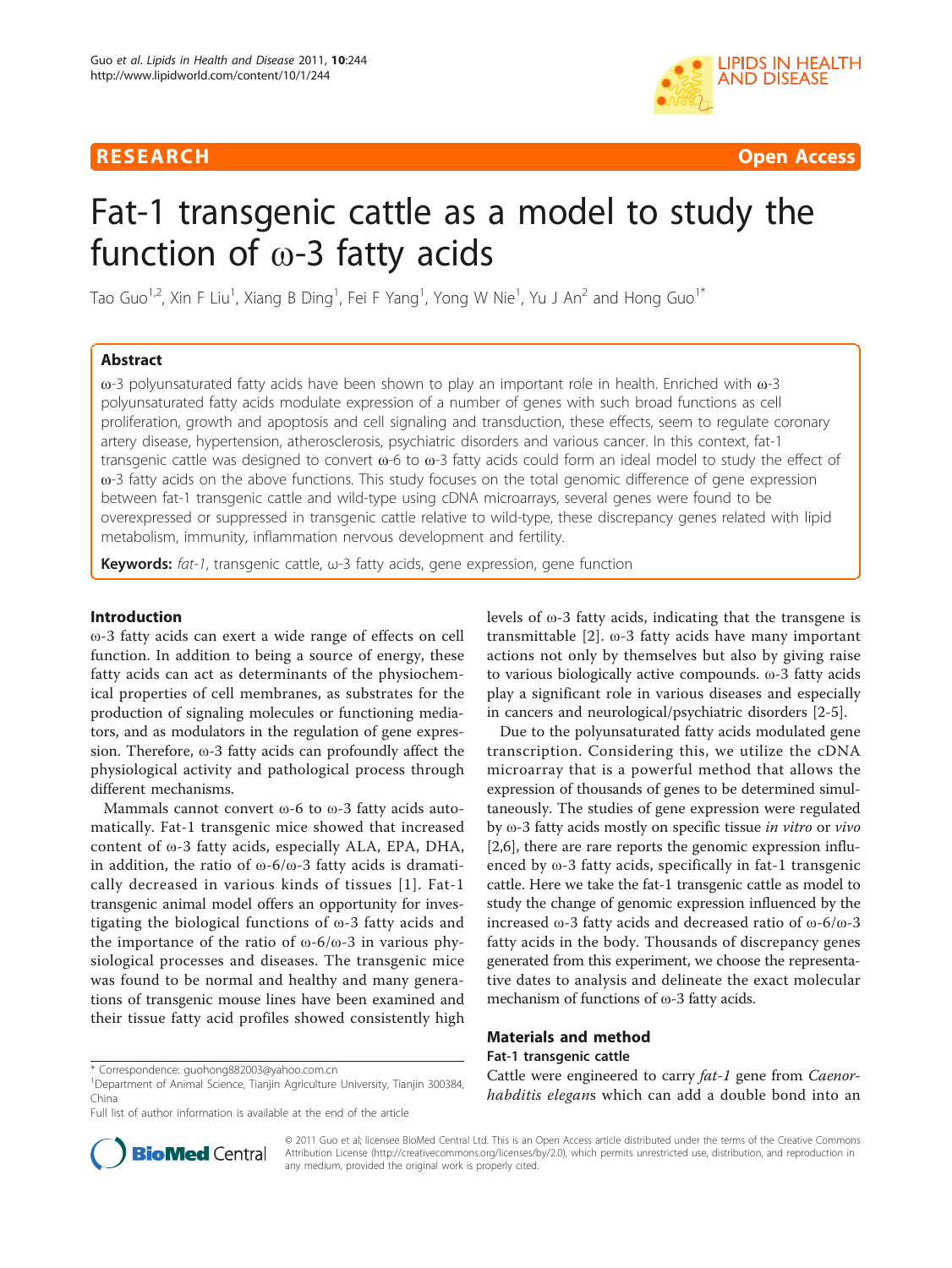RESEARCH **Open Access**

# Fat-1 transgenic cattle as a model to study the function of ω-3 fatty acids

Tao Guo[1,2], Xin F Liu[1], Xiang B Ding[1], Fei F Yang[1], Yong W Nie[1], Yu J An[2] and Hong Guo[1*]

## Abstract

ω-3 polyunsaturated fatty acids have been shown to play an important role in health. Enriched with ω-3 polyunsaturated fatty acids modulate expression of a number of genes with such broad functions as cell proliferation, growth and apoptosis and cell signaling and transduction, these effects, seem to regulate coronary artery disease, hypertension, atherosclerosis, psychiatric disorders and various cancer. In this context, fat-1 transgenic cattle was designed to convert ω-6 to ω-3 fatty acids could form an ideal model to study the effect of ω-3 fatty acids on the above functions. This study focuses on the total genomic difference of gene expression between fat-1 transgenic cattle and wild-type using cDNA microarrays, several genes were found to be overexpressed or suppressed in transgenic cattle relative to wild-type, these discrepancy genes related with lipid metabolism, immunity, inflammation nervous development and fertility.

**Keywords:** *fat-1*, transgenic cattle, ω-3 fatty acids, gene expression, gene function

## Introduction

ω-3 fatty acids can exert a wide range of effects on cell function. In addition to being a source of energy, these fatty acids can act as determinants of the physiochemical properties of cell membranes, as substrates for the production of signaling molecules or functioning mediators, and as modulators in the regulation of gene expression. Therefore, ω-3 fatty acids can profoundly affect the physiological activity and pathological process through different mechanisms.

Mammals cannot convert ω-6 to ω-3 fatty acids automatically. Fat-1 transgenic mice showed that increased content of ω-3 fatty acids, especially ALA, EPA, DHA, in addition, the ratio of ω-6/ω-3 fatty acids is dramatically decreased in various kinds of tissues [1]. Fat-1 transgenic animal model offers an opportunity for investigating the biological functions of ω-3 fatty acids and the importance of the ratio of ω-6/ω-3 in various physiological processes and diseases. The transgenic mice was found to be normal and healthy and many generations of transgenic mouse lines have been examined and their tissue fatty acid profiles showed consistently high levels of ω-3 fatty acids, indicating that the transgene is transmittable [2]. ω-3 fatty acids have many important actions not only by themselves but also by giving raise to various biologically active compounds. ω-3 fatty acids play a significant role in various diseases and especially in cancers and neurological/psychiatric disorders [2-5].

Due to the polyunsaturated fatty acids modulated gene transcription. Considering this, we utilize the cDNA microarray that is a powerful method that allows the expression of thousands of genes to be determined simultaneously. The studies of gene expression were regulated by ω-3 fatty acids mostly on specific tissue *in vitro* or *vivo* [2,6], there are rare reports the genomic expression influenced by ω-3 fatty acids, specifically in fat-1 transgenic cattle. Here we take the fat-1 transgenic cattle as model to study the change of genomic expression influenced by the increased ω-3 fatty acids and decreased ratio of ω-6/ω-3 fatty acids in the body. Thousands of discrepancy genes generated from this experiment, we choose the representative dates to analysis and delineate the exact molecular mechanism of functions of ω-3 fatty acids.

## Materials and method

### Fat-1 transgenic cattle

Cattle were engineered to carry *fat-1* gene from *Caenorhabditis elegans* which can add a double bond into an

\* Correspondence: guohong882003@yahoo.com.cn
[1]Department of Animal Science, Tianjin Agriculture University, Tianjin 300384, China
Full list of author information is available at the end of the article

© 2011 Guo et al; licensee BioMed Central Ltd. This is an Open Access article distributed under the terms of the Creative Commons Attribution License (http://creativecommons.org/licenses/by/2.0), which permits unrestricted use, distribution, and reproduction in any medium, provided the original work is properly cited.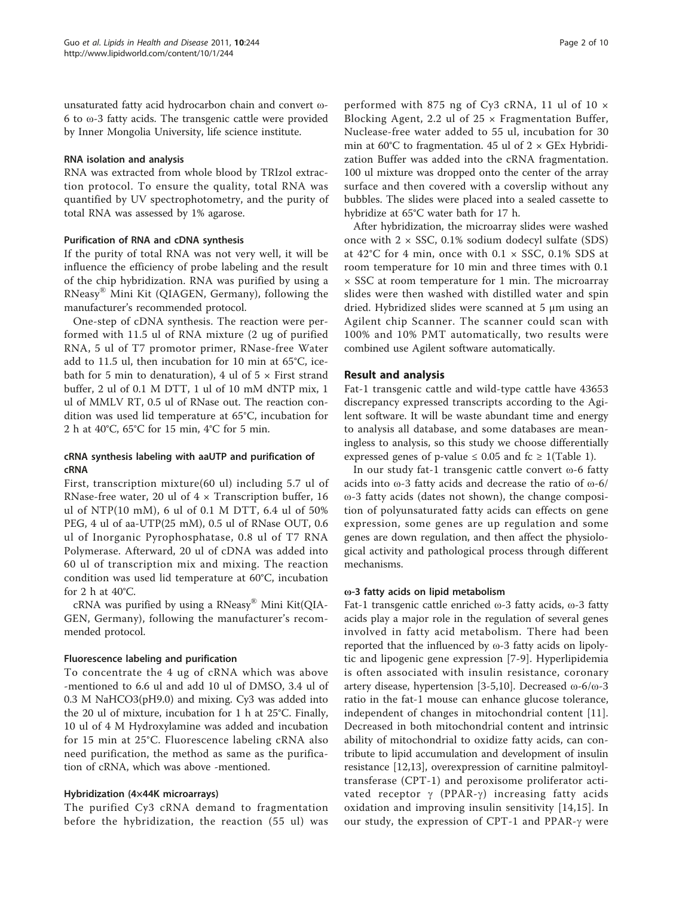unsaturated fatty acid hydrocarbon chain and convert ω-6 to ω-3 fatty acids. The transgenic cattle were provided by Inner Mongolia University, life science institute.

### RNA isolation and analysis

RNA was extracted from whole blood by TRIzol extraction protocol. To ensure the quality, total RNA was quantified by UV spectrophotometry, and the purity of total RNA was assessed by 1% agarose.

### Purification of RNA and cDNA synthesis

If the purity of total RNA was not very well, it will be influence the efficiency of probe labeling and the result of the chip hybridization. RNA was purified by using a RNeasy® Mini Kit (QIAGEN, Germany), following the manufacturer's recommended protocol.

One-step of cDNA synthesis. The reaction were performed with 11.5 ul of RNA mixture (2 ug of purified RNA, 5 ul of T7 promotor primer, RNase-free Water add to 11.5 ul, then incubation for 10 min at 65°C, ice-bath for 5 min to denaturation), 4 ul of 5 × First strand buffer, 2 ul of 0.1 M DTT, 1 ul of 10 mM dNTP mix, 1 ul of MMLV RT, 0.5 ul of RNase out. The reaction condition was used lid temperature at 65°C, incubation for 2 h at 40°C, 65°C for 15 min, 4°C for 5 min.

### cRNA synthesis labeling with aaUTP and purification of cRNA

First, transcription mixture(60 ul) including 5.7 ul of RNase-free water, 20 ul of 4 × Transcription buffer, 16 ul of NTP(10 mM), 6 ul of 0.1 M DTT, 6.4 ul of 50% PEG, 4 ul of aa-UTP(25 mM), 0.5 ul of RNase OUT, 0.6 ul of Inorganic Pyrophosphatase, 0.8 ul of T7 RNA Polymerase. Afterward, 20 ul of cDNA was added into 60 ul of transcription mix and mixing. The reaction condition was used lid temperature at 60°C, incubation for 2 h at 40°C.

cRNA was purified by using a RNeasy® Mini Kit(QIAGEN, Germany), following the manufacturer's recommended protocol.

### Fluorescence labeling and purification

To concentrate the 4 ug of cRNA which was above -mentioned to 6.6 ul and add 10 ul of DMSO, 3.4 ul of 0.3 M $NaHCO_3$(pH9.0) and mixing. Cy3 was added into the 20 ul of mixture, incubation for 1 h at 25°C. Finally, 10 ul of 4 M Hydroxylamine was added and incubation for 15 min at 25°C. Fluorescence labeling cRNA also need purification, the method as same as the purification of cRNA, which was above -mentioned.

### Hybridization (4×44K microarrays)

The purified Cy3 cRNA demand to fragmentation before the hybridization, the reaction (55 ul) was performed with 875 ng of Cy3 cRNA, 11 ul of 10 × Blocking Agent, 2.2 ul of 25 × Fragmentation Buffer, Nuclease-free water added to 55 ul, incubation for 30 min at 60°C to fragmentation. 45 ul of 2 × GEx Hybridization Buffer was added into the cRNA fragmentation. 100 ul mixture was dropped onto the center of the array surface and then covered with a coverslip without any bubbles. The slides were placed into a sealed cassette to hybridize at 65°C water bath for 17 h.

After hybridization, the microarray slides were washed once with 2 × SSC, 0.1% sodium dodecyl sulfate (SDS) at 42°C for 4 min, once with 0.1 × SSC, 0.1% SDS at room temperature for 10 min and three times with 0.1 × SSC at room temperature for 1 min. The microarray slides were then washed with distilled water and spin dried. Hybridized slides were scanned at 5 μm using an Agilent chip Scanner. The scanner could scan with 100% and 10% PMT automatically, two results were combined use Agilent software automatically.

## Result and analysis

Fat-1 transgenic cattle and wild-type cattle have 43653 discrepancy expressed transcripts according to the Agilent software. It will be waste abundant time and energy to analysis all database, and some databases are meaningless to analysis, so this study we choose differentially expressed genes of p-value ≤ 0.05 and fc ≥ 1(Table 1).

In our study fat-1 transgenic cattle convert ω-6 fatty acids into ω-3 fatty acids and decrease the ratio of ω-6/ω-3 fatty acids (dates not shown), the change composition of polyunsaturated fatty acids can effects on gene expression, some genes are up regulation and some genes are down regulation, and then affect the physiological activity and pathological process through different mechanisms.

### ω-3 fatty acids on lipid metabolism

Fat-1 transgenic cattle enriched ω-3 fatty acids, ω-3 fatty acids play a major role in the regulation of several genes involved in fatty acid metabolism. There had been reported that the influenced by ω-3 fatty acids on lipolytic and lipogenic gene expression [7-9]. Hyperlipidemia is often associated with insulin resistance, coronary artery disease, hypertension [3-5,10]. Decreased ω-6/ω-3 ratio in the fat-1 mouse can enhance glucose tolerance, independent of changes in mitochondrial content [11]. Decreased in both mitochondrial content and intrinsic ability of mitochondrial to oxidize fatty acids, can contribute to lipid accumulation and development of insulin resistance [12,13], overexpression of carnitine palmitoyltransferase (CPT-1) and peroxisome proliferator activated receptor γ (PPAR-γ) increasing fatty acids oxidation and improving insulin sensitivity [14,15]. In our study, the expression of CPT-1 and PPAR-γ were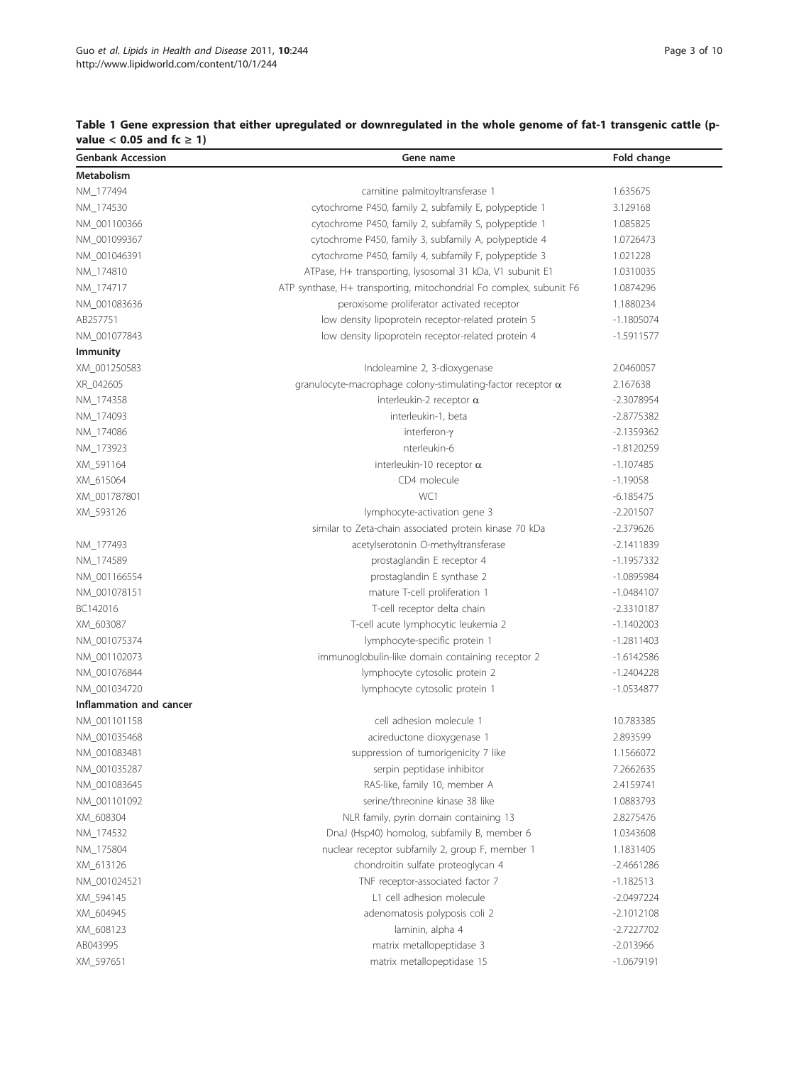**Table 1 Gene expression that either upregulated or downregulated in the whole genome of fat-1 transgenic cattle (p-value < 0.05 and fc ≥ 1)**

| Genbank Accession | Gene name | Fold change |
|---|---|---|
| **Metabolism** | | |
| NM_177494 | carnitine palmitoyltransferase 1 | 1.635675 |
| NM_174530 | cytochrome P450, family 2, subfamily E, polypeptide 1 | 3.129168 |
| NM_001100366 | cytochrome P450, family 2, subfamily S, polypeptide 1 | 1.085825 |
| NM_001099367 | cytochrome P450, family 3, subfamily A, polypeptide 4 | 1.0726473 |
| NM_001046391 | cytochrome P450, family 4, subfamily F, polypeptide 3 | 1.021228 |
| NM_174810 | ATPase, H+ transporting, lysosomal 31 kDa, V1 subunit E1 | 1.0310035 |
| NM_174717 | ATP synthase, H+ transporting, mitochondrial Fo complex, subunit F6 | 1.0874296 |
| NM_001083636 | peroxisome proliferator activated receptor | 1.1880234 |
| AB257751 | low density lipoprotein receptor-related protein 5 | -1.1805074 |
| NM_001077843 | low density lipoprotein receptor-related protein 4 | -1.5911577 |
| **Immunity** | | |
| XM_001250583 | Indoleamine 2, 3-dioxygenase | 2.0460057 |
| XR_042605 | granulocyte-macrophage colony-stimulating-factor receptor α | 2.167638 |
| NM_174358 | interleukin-2 receptor α | -2.3078954 |
| NM_174093 | interleukin-1, beta | -2.8775382 |
| NM_174086 | interferon-γ | -2.1359362 |
| NM_173923 | nterleukin-6 | -1.8120259 |
| XM_591164 | interleukin-10 receptor α | -1.107485 |
| XM_615064 | CD4 molecule | -1.19058 |
| XM_001787801 | WC1 | -6.185475 |
| XM_593126 | lymphocyte-activation gene 3 | -2.201507 |
| | similar to Zeta-chain associated protein kinase 70 kDa | -2.379626 |
| NM_177493 | acetylserotonin O-methyltransferase | -2.1411839 |
| NM_174589 | prostaglandin E receptor 4 | -1.1957332 |
| NM_001166554 | prostaglandin E synthase 2 | -1.0895984 |
| NM_001078151 | mature T-cell proliferation 1 | -1.0484107 |
| BC142016 | T-cell receptor delta chain | -2.3310187 |
| XM_603087 | T-cell acute lymphocytic leukemia 2 | -1.1402003 |
| NM_001075374 | lymphocyte-specific protein 1 | -1.2811403 |
| NM_001102073 | immunoglobulin-like domain containing receptor 2 | -1.6142586 |
| NM_001076844 | lymphocyte cytosolic protein 2 | -1.2404228 |
| NM_001034720 | lymphocyte cytosolic protein 1 | -1.0534877 |
| **Inflammation and cancer** | | |
| NM_001101158 | cell adhesion molecule 1 | 10.783385 |
| NM_001035468 | acireductone dioxygenase 1 | 2.893599 |
| NM_001083481 | suppression of tumorigenicity 7 like | 1.1566072 |
| NM_001035287 | serpin peptidase inhibitor | 7.2662635 |
| NM_001083645 | RAS-like, family 10, member A | 2.4159741 |
| NM_001101092 | serine/threonine kinase 38 like | 1.0883793 |
| XM_608304 | NLR family, pyrin domain containing 13 | 2.8275476 |
| NM_174532 | DnaJ (Hsp40) homolog, subfamily B, member 6 | 1.0343608 |
| NM_175804 | nuclear receptor subfamily 2, group F, member 1 | 1.1831405 |
| XM_613126 | chondroitin sulfate proteoglycan 4 | -2.4661286 |
| NM_001024521 | TNF receptor-associated factor 7 | -1.182513 |
| XM_594145 | L1 cell adhesion molecule | -2.0497224 |
| XM_604945 | adenomatosis polyposis coli 2 | -2.1012108 |
| XM_608123 | laminin, alpha 4 | -2.7227702 |
| AB043995 | matrix metallopeptidase 3 | -2.013966 |
| XM_597651 | matrix metallopeptidase 15 | -1.0679191 |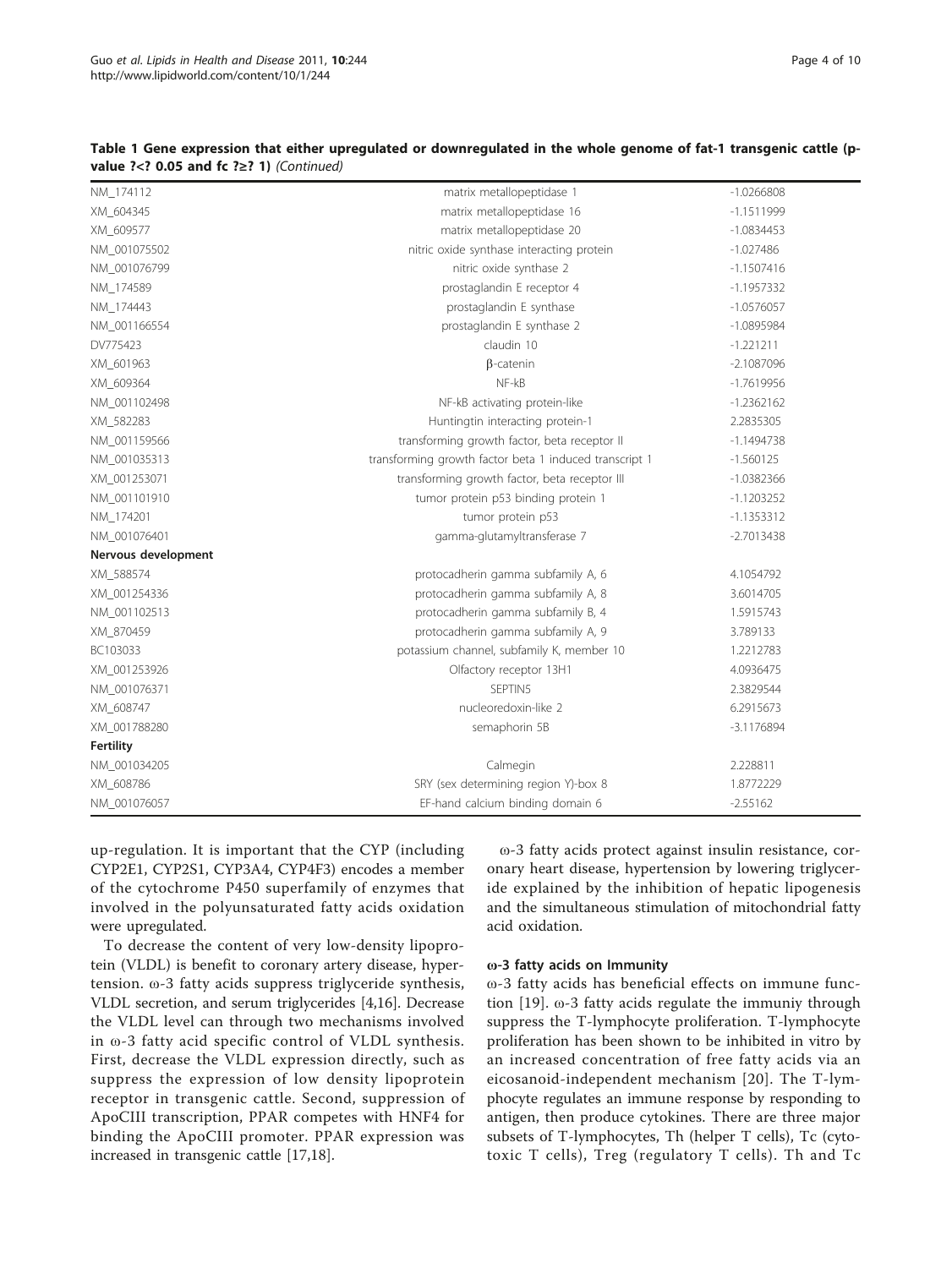**Table 1 Gene expression that either upregulated or downregulated in the whole genome of fat-1 transgenic cattle (p-value ?<? 0.05 and fc ?≥? 1)** *(Continued)*

| | | |
|---|---|---|
| NM_174112 | matrix metallopeptidase 1 | -1.0266808 |
| XM_604345 | matrix metallopeptidase 16 | -1.1511999 |
| XM_609577 | matrix metallopeptidase 20 | -1.0834453 |
| NM_001075502 | nitric oxide synthase interacting protein | -1.027486 |
| NM_001076799 | nitric oxide synthase 2 | -1.1507416 |
| NM_174589 | prostaglandin E receptor 4 | -1.1957332 |
| NM_174443 | prostaglandin E synthase | -1.0576057 |
| NM_001166554 | prostaglandin E synthase 2 | -1.0895984 |
| DV775423 | claudin 10 | -1.221211 |
| XM_601963 | β-catenin | -2.1087096 |
| XM_609364 | NF-kB | -1.7619956 |
| NM_001102498 | NF-kB activating protein-like | -1.2362162 |
| XM_582283 | Huntingtin interacting protein-1 | 2.2835305 |
| NM_001159566 | transforming growth factor, beta receptor II | -1.1494738 |
| NM_001035313 | transforming growth factor beta 1 induced transcript 1 | -1.560125 |
| XM_001253071 | transforming growth factor, beta receptor III | -1.0382366 |
| NM_001101910 | tumor protein p53 binding protein 1 | -1.1203252 |
| NM_174201 | tumor protein p53 | -1.1353312 |
| NM_001076401 | gamma-glutamyltransferase 7 | -2.7013438 |
| **Nervous development** | | |
| XM_588574 | protocadherin gamma subfamily A, 6 | 4.1054792 |
| XM_001254336 | protocadherin gamma subfamily A, 8 | 3.6014705 |
| NM_001102513 | protocadherin gamma subfamily B, 4 | 1.5915743 |
| XM_870459 | protocadherin gamma subfamily A, 9 | 3.789133 |
| BC103033 | potassium channel, subfamily K, member 10 | 1.2212783 |
| XM_001253926 | Olfactory receptor 13H1 | 4.0936475 |
| NM_001076371 | SEPTIN5 | 2.3829544 |
| XM_608747 | nucleoredoxin-like 2 | 6.2915673 |
| XM_001788280 | semaphorin 5B | -3.1176894 |
| **Fertility** | | |
| NM_001034205 | Calmegin | 2.228811 |
| XM_608786 | SRY (sex determining region Y)-box 8 | 1.8772229 |
| NM_001076057 | EF-hand calcium binding domain 6 | -2.55162 |

up-regulation. It is important that the CYP (including CYP2E1, CYP2S1, CYP3A4, CYP4F3) encodes a member of the cytochrome P450 superfamily of enzymes that involved in the polyunsaturated fatty acids oxidation were upregulated.

To decrease the content of very low-density lipoprotein (VLDL) is benefit to coronary artery disease, hypertension. ω-3 fatty acids suppress triglyceride synthesis, VLDL secretion, and serum triglycerides [4,16]. Decrease the VLDL level can through two mechanisms involved in ω-3 fatty acid specific control of VLDL synthesis. First, decrease the VLDL expression directly, such as suppress the expression of low density lipoprotein receptor in transgenic cattle. Second, suppression of ApoCIII transcription, PPAR competes with HNF4 for binding the ApoCIII promoter. PPAR expression was increased in transgenic cattle [17,18].

ω-3 fatty acids protect against insulin resistance, coronary heart disease, hypertension by lowering triglyceride explained by the inhibition of hepatic lipogenesis and the simultaneous stimulation of mitochondrial fatty acid oxidation.

#### ω-3 fatty acids on Immunity

ω-3 fatty acids has beneficial effects on immune function [19]. ω-3 fatty acids regulate the immuniy through suppress the T-lymphocyte proliferation. T-lymphocyte proliferation has been shown to be inhibited in vitro by an increased concentration of free fatty acids via an eicosanoid-independent mechanism [20]. The T-lymphocyte regulates an immune response by responding to antigen, then produce cytokines. There are three major subsets of T-lymphocytes, Th (helper T cells), Tc (cytotoxic T cells), Treg (regulatory T cells). Th and Tc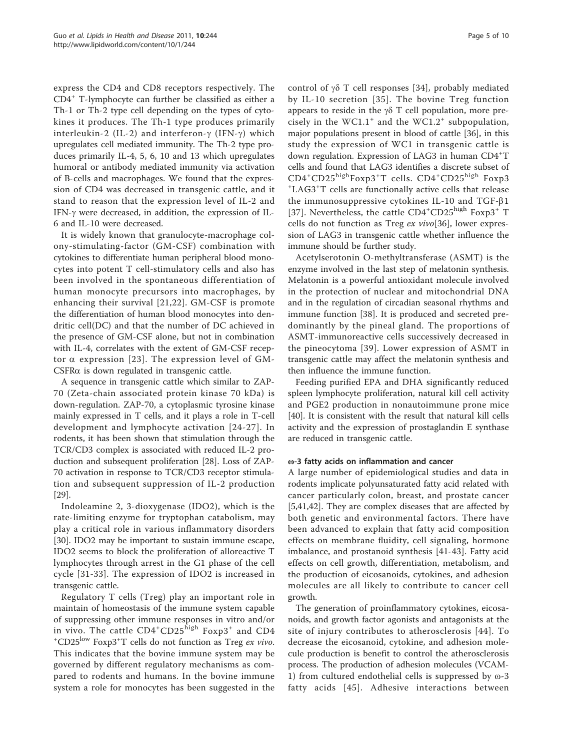express the CD4 and CD8 receptors respectively. The $CD4^+$ T-lymphocyte can further be classified as either a Th-1 or Th-2 type cell depending on the types of cytokines it produces. The Th-1 type produces primarily interleukin-2 (IL-2) and interferon-γ (IFN-γ) which upregulates cell mediated immunity. The Th-2 type produces primarily IL-4, 5, 6, 10 and 13 which upregulates humoral or antibody mediated immunity via activation of B-cells and macrophages. We found that the expression of CD4 was decreased in transgenic cattle, and it stand to reason that the expression level of IL-2 and IFN-γ were decreased, in addition, the expression of IL-6 and IL-10 were decreased.

It is widely known that granulocyte-macrophage colony-stimulating-factor (GM-CSF) combination with cytokines to differentiate human peripheral blood monocytes into potent T cell-stimulatory cells and also has been involved in the spontaneous differentiation of human monocyte precursors into macrophages, by enhancing their survival [21,22]. GM-CSF is promote the differentiation of human blood monocytes into dendritic cell(DC) and that the number of DC achieved in the presence of GM-CSF alone, but not in combination with IL-4, correlates with the extent of GM-CSF receptor α expression [23]. The expression level of GM-CSFRα is down regulated in transgenic cattle.

A sequence in transgenic cattle which similar to ZAP-70 (Zeta-chain associated protein kinase 70 kDa) is down-regulation. ZAP-70, a cytoplasmic tyrosine kinase mainly expressed in T cells, and it plays a role in T-cell development and lymphocyte activation [24-27]. In rodents, it has been shown that stimulation through the TCR/CD3 complex is associated with reduced IL-2 production and subsequent proliferation [28]. Loss of ZAP-70 activation in response to TCR/CD3 receptor stimulation and subsequent suppression of IL-2 production [29].

Indoleamine 2, 3-dioxygenase (IDO2), which is the rate-limiting enzyme for tryptophan catabolism, may play a critical role in various inflammatory disorders [30]. IDO2 may be important to sustain immune escape, IDO2 seems to block the proliferation of alloreactive T lymphocytes through arrest in the G1 phase of the cell cycle [31-33]. The expression of IDO2 is increased in transgenic cattle.

Regulatory T cells (Treg) play an important role in maintain of homeostasis of the immune system capable of suppressing other immune responses in vitro and/or in vivo. The cattle $CD4^+CD25^{high}$ $Foxp3^+$ and $CD4^+CD25^{low}$ $Foxp3^+$T cells do not function as Treg *ex vivo*. This indicates that the bovine immune system may be governed by different regulatory mechanisms as compared to rodents and humans. In the bovine immune system a role for monocytes has been suggested in the control of γδ T cell responses [34], probably mediated by IL-10 secretion [35]. The bovine Treg function appears to reside in the γδ T cell population, more precisely in the $WC1.1^+$ and the $WC1.2^+$ subpopulation, major populations present in blood of cattle [36], in this study the expression of WC1 in transgenic cattle is down regulation. Expression of LAG3 in human $CD4^+$T cells and found that LAG3 identifies a discrete subset of $CD4^+CD25^{high}Foxp3^+$T cells. $CD4^+CD25^{high}$ Foxp3 $^+LAG3^+$T cells are functionally active cells that release the immunosuppressive cytokines IL-10 and TGF-β1 [37]. Nevertheless, the cattle $CD4^+CD25^{high}$ $Foxp3^+$ T cells do not function as Treg *ex vivo*[36], lower expression of LAG3 in transgenic cattle whether influence the immune should be further study.

Acetylserotonin O-methyltransferase (ASMT) is the enzyme involved in the last step of melatonin synthesis. Melatonin is a powerful antioxidant molecule involved in the protection of nuclear and mitochondrial DNA and in the regulation of circadian seasonal rhythms and immune function [38]. It is produced and secreted predominantly by the pineal gland. The proportions of ASMT-immunoreactive cells successively decreased in the pineocytoma [39]. Lower expression of ASMT in transgenic cattle may affect the melatonin synthesis and then influence the immune function.

Feeding purified EPA and DHA significantly reduced spleen lymphocyte proliferation, natural kill cell activity and PGE2 production in nonautoimmune prone mice [40]. It is consistent with the result that natural kill cells activity and the expression of prostaglandin E synthase are reduced in transgenic cattle.

#### ω-3 fatty acids on inflammation and cancer

A large number of epidemiological studies and data in rodents implicate polyunsaturated fatty acid related with cancer particularly colon, breast, and prostate cancer [5,41,42]. They are complex diseases that are affected by both genetic and environmental factors. There have been advanced to explain that fatty acid composition effects on membrane fluidity, cell signaling, hormone imbalance, and prostanoid synthesis [41-43]. Fatty acid effects on cell growth, differentiation, metabolism, and the production of eicosanoids, cytokines, and adhesion molecules are all likely to contribute to cancer cell growth.

The generation of proinflammatory cytokines, eicosanoids, and growth factor agonists and antagonists at the site of injury contributes to atherosclerosis [44]. To decrease the eicosanoid, cytokine, and adhesion molecule production is benefit to control the atherosclerosis process. The production of adhesion molecules (VCAM-1) from cultured endothelial cells is suppressed by ω-3 fatty acids [45]. Adhesive interactions between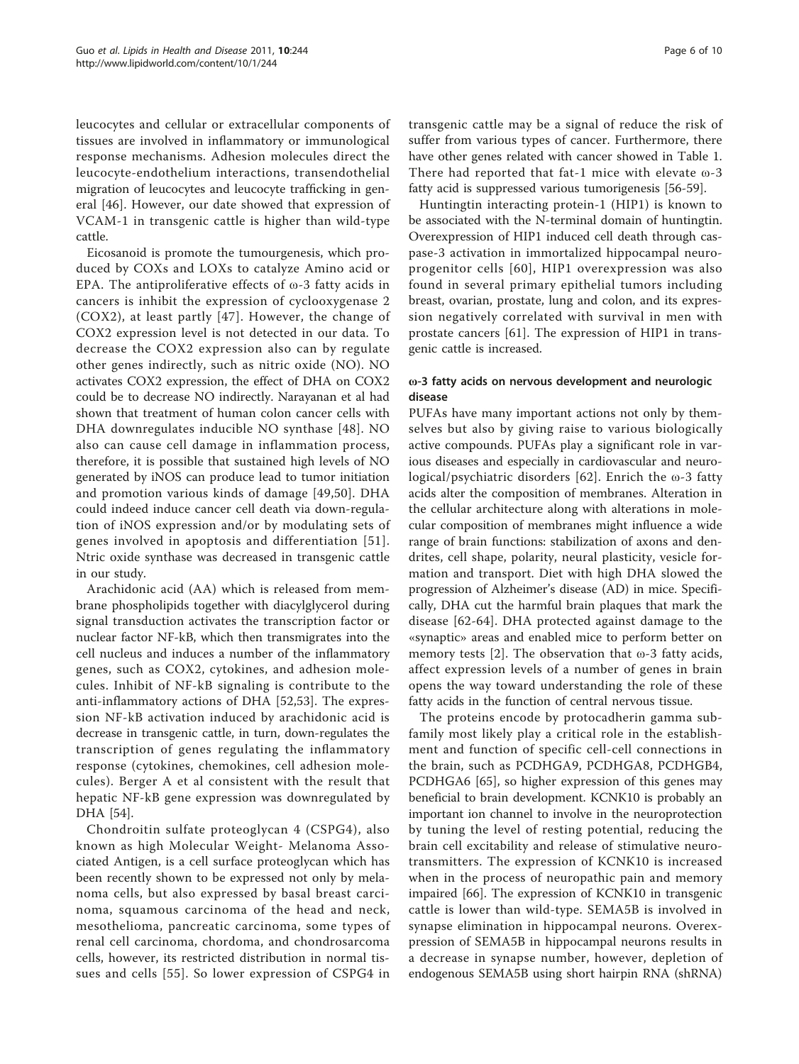leucocytes and cellular or extracellular components of tissues are involved in inflammatory or immunological response mechanisms. Adhesion molecules direct the leucocyte-endothelium interactions, transendothelial migration of leucocytes and leucocyte trafficking in general [46]. However, our date showed that expression of VCAM-1 in transgenic cattle is higher than wild-type cattle.

Eicosanoid is promote the tumourgenesis, which produced by COXs and LOXs to catalyze Amino acid or EPA. The antiproliferative effects of ω-3 fatty acids in cancers is inhibit the expression of cyclooxygenase 2 (COX2), at least partly [47]. However, the change of COX2 expression level is not detected in our data. To decrease the COX2 expression also can by regulate other genes indirectly, such as nitric oxide (NO). NO activates COX2 expression, the effect of DHA on COX2 could be to decrease NO indirectly. Narayanan et al had shown that treatment of human colon cancer cells with DHA downregulates inducible NO synthase [48]. NO also can cause cell damage in inflammation process, therefore, it is possible that sustained high levels of NO generated by iNOS can produce lead to tumor initiation and promotion various kinds of damage [49,50]. DHA could indeed induce cancer cell death via down-regulation of iNOS expression and/or by modulating sets of genes involved in apoptosis and differentiation [51]. Ntric oxide synthase was decreased in transgenic cattle in our study.

Arachidonic acid (AA) which is released from membrane phospholipids together with diacylglycerol during signal transduction activates the transcription factor or nuclear factor NF-kB, which then transmigrates into the cell nucleus and induces a number of the inflammatory genes, such as COX2, cytokines, and adhesion molecules. Inhibit of NF-kB signaling is contribute to the anti-inflammatory actions of DHA [52,53]. The expression NF-kB activation induced by arachidonic acid is decrease in transgenic cattle, in turn, down-regulates the transcription of genes regulating the inflammatory response (cytokines, chemokines, cell adhesion molecules). Berger A et al consistent with the result that hepatic NF-kB gene expression was downregulated by DHA [54].

Chondroitin sulfate proteoglycan 4 (CSPG4), also known as high Molecular Weight- Melanoma Associated Antigen, is a cell surface proteoglycan which has been recently shown to be expressed not only by melanoma cells, but also expressed by basal breast carcinoma, squamous carcinoma of the head and neck, mesothelioma, pancreatic carcinoma, some types of renal cell carcinoma, chordoma, and chondrosarcoma cells, however, its restricted distribution in normal tissues and cells [55]. So lower expression of CSPG4 in transgenic cattle may be a signal of reduce the risk of suffer from various types of cancer. Furthermore, there have other genes related with cancer showed in Table 1. There had reported that fat-1 mice with elevate ω-3 fatty acid is suppressed various tumorigenesis [56-59].

Huntingtin interacting protein-1 (HIP1) is known to be associated with the N-terminal domain of huntingtin. Overexpression of HIP1 induced cell death through caspase-3 activation in immortalized hippocampal neuroprogenitor cells [60], HIP1 overexpression was also found in several primary epithelial tumors including breast, ovarian, prostate, lung and colon, and its expression negatively correlated with survival in men with prostate cancers [61]. The expression of HIP1 in transgenic cattle is increased.

### ω-3 fatty acids on nervous development and neurologic disease

PUFAs have many important actions not only by themselves but also by giving raise to various biologically active compounds. PUFAs play a significant role in various diseases and especially in cardiovascular and neurological/psychiatric disorders [62]. Enrich the ω-3 fatty acids alter the composition of membranes. Alteration in the cellular architecture along with alterations in molecular composition of membranes might influence a wide range of brain functions: stabilization of axons and dendrites, cell shape, polarity, neural plasticity, vesicle formation and transport. Diet with high DHA slowed the progression of Alzheimer's disease (AD) in mice. Specifically, DHA cut the harmful brain plaques that mark the disease [62-64]. DHA protected against damage to the «synaptic» areas and enabled mice to perform better on memory tests [2]. The observation that ω-3 fatty acids, affect expression levels of a number of genes in brain opens the way toward understanding the role of these fatty acids in the function of central nervous tissue.

The proteins encode by protocadherin gamma subfamily most likely play a critical role in the establishment and function of specific cell-cell connections in the brain, such as PCDHGA9, PCDHGA8, PCDHGB4, PCDHGA6 [65], so higher expression of this genes may beneficial to brain development. KCNK10 is probably an important ion channel to involve in the neuroprotection by tuning the level of resting potential, reducing the brain cell excitability and release of stimulative neurotransmitters. The expression of KCNK10 is increased when in the process of neuropathic pain and memory impaired [66]. The expression of KCNK10 in transgenic cattle is lower than wild-type. SEMA5B is involved in synapse elimination in hippocampal neurons. Overexpression of SEMA5B in hippocampal neurons results in a decrease in synapse number, however, depletion of endogenous SEMA5B using short hairpin RNA (shRNA)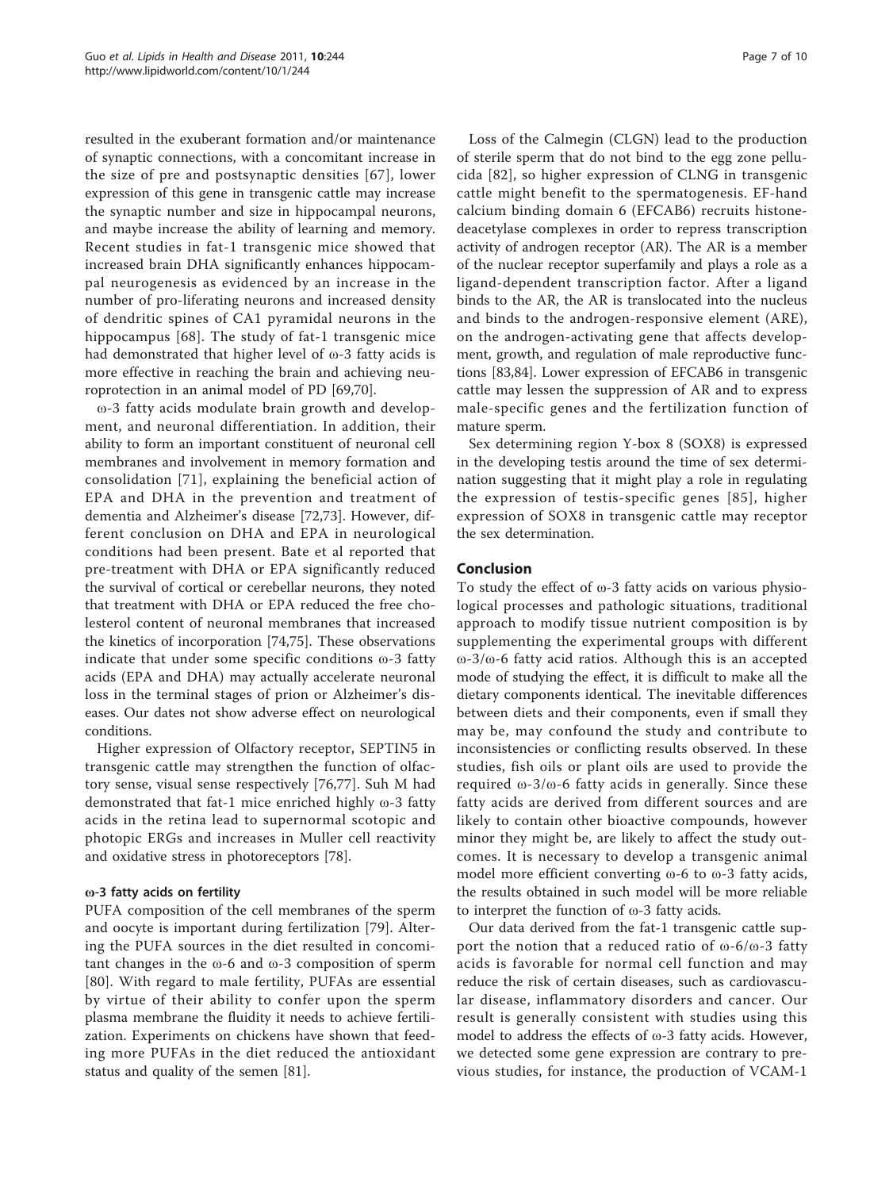resulted in the exuberant formation and/or maintenance of synaptic connections, with a concomitant increase in the size of pre and postsynaptic densities [67], lower expression of this gene in transgenic cattle may increase the synaptic number and size in hippocampal neurons, and maybe increase the ability of learning and memory. Recent studies in fat-1 transgenic mice showed that increased brain DHA significantly enhances hippocampal neurogenesis as evidenced by an increase in the number of pro-liferating neurons and increased density of dendritic spines of CA1 pyramidal neurons in the hippocampus [68]. The study of fat-1 transgenic mice had demonstrated that higher level of ω-3 fatty acids is more effective in reaching the brain and achieving neuroprotection in an animal model of PD [69,70].

ω-3 fatty acids modulate brain growth and development, and neuronal differentiation. In addition, their ability to form an important constituent of neuronal cell membranes and involvement in memory formation and consolidation [71], explaining the beneficial action of EPA and DHA in the prevention and treatment of dementia and Alzheimer's disease [72,73]. However, different conclusion on DHA and EPA in neurological conditions had been present. Bate et al reported that pre-treatment with DHA or EPA significantly reduced the survival of cortical or cerebellar neurons, they noted that treatment with DHA or EPA reduced the free cholesterol content of neuronal membranes that increased the kinetics of incorporation [74,75]. These observations indicate that under some specific conditions ω-3 fatty acids (EPA and DHA) may actually accelerate neuronal loss in the terminal stages of prion or Alzheimer's diseases. Our dates not show adverse effect on neurological conditions.

Higher expression of Olfactory receptor, SEPTIN5 in transgenic cattle may strengthen the function of olfactory sense, visual sense respectively [76,77]. Suh M had demonstrated that fat-1 mice enriched highly ω-3 fatty acids in the retina lead to supernormal scotopic and photopic ERGs and increases in Muller cell reactivity and oxidative stress in photoreceptors [78].

#### ω-3 fatty acids on fertility

PUFA composition of the cell membranes of the sperm and oocyte is important during fertilization [79]. Altering the PUFA sources in the diet resulted in concomitant changes in the ω-6 and ω-3 composition of sperm [80]. With regard to male fertility, PUFAs are essential by virtue of their ability to confer upon the sperm plasma membrane the fluidity it needs to achieve fertilization. Experiments on chickens have shown that feeding more PUFAs in the diet reduced the antioxidant status and quality of the semen [81].

Loss of the Calmegin (CLGN) lead to the production of sterile sperm that do not bind to the egg zone pellucida [82], so higher expression of CLNG in transgenic cattle might benefit to the spermatogenesis. EF-hand calcium binding domain 6 (EFCAB6) recruits histone-deacetylase complexes in order to repress transcription activity of androgen receptor (AR). The AR is a member of the nuclear receptor superfamily and plays a role as a ligand-dependent transcription factor. After a ligand binds to the AR, the AR is translocated into the nucleus and binds to the androgen-responsive element (ARE), on the androgen-activating gene that affects development, growth, and regulation of male reproductive functions [83,84]. Lower expression of EFCAB6 in transgenic cattle may lessen the suppression of AR and to express male-specific genes and the fertilization function of mature sperm.

Sex determining region Y-box 8 (SOX8) is expressed in the developing testis around the time of sex determination suggesting that it might play a role in regulating the expression of testis-specific genes [85], higher expression of SOX8 in transgenic cattle may receptor the sex determination.

## Conclusion

To study the effect of ω-3 fatty acids on various physiological processes and pathologic situations, traditional approach to modify tissue nutrient composition is by supplementing the experimental groups with different ω-3/ω-6 fatty acid ratios. Although this is an accepted mode of studying the effect, it is difficult to make all the dietary components identical. The inevitable differences between diets and their components, even if small they may be, may confound the study and contribute to inconsistencies or conflicting results observed. In these studies, fish oils or plant oils are used to provide the required ω-3/ω-6 fatty acids in generally. Since these fatty acids are derived from different sources and are likely to contain other bioactive compounds, however minor they might be, are likely to affect the study outcomes. It is necessary to develop a transgenic animal model more efficient converting ω-6 to ω-3 fatty acids, the results obtained in such model will be more reliable to interpret the function of ω-3 fatty acids.

Our data derived from the fat-1 transgenic cattle support the notion that a reduced ratio of ω-6/ω-3 fatty acids is favorable for normal cell function and may reduce the risk of certain diseases, such as cardiovascular disease, inflammatory disorders and cancer. Our result is generally consistent with studies using this model to address the effects of ω-3 fatty acids. However, we detected some gene expression are contrary to previous studies, for instance, the production of VCAM-1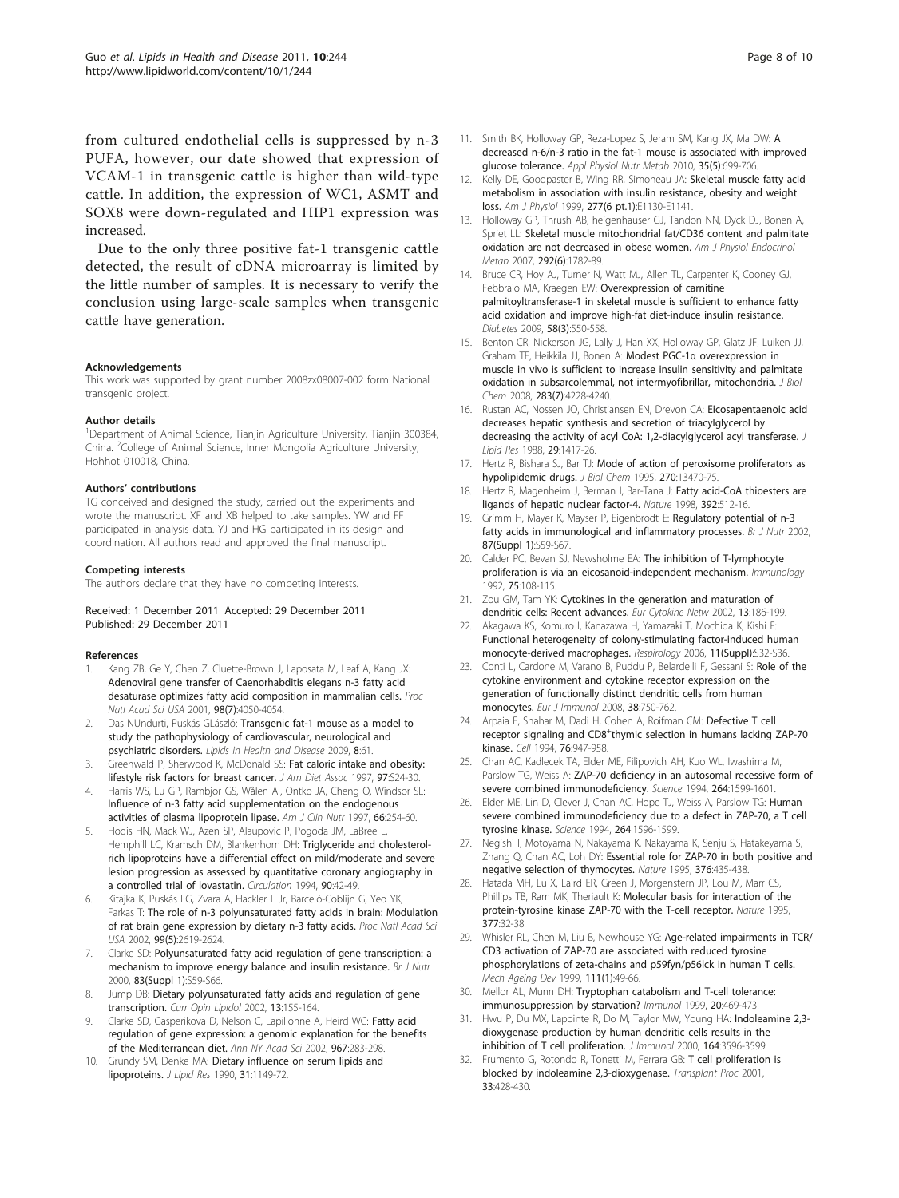from cultured endothelial cells is suppressed by n-3 PUFA, however, our date showed that expression of VCAM-1 in transgenic cattle is higher than wild-type cattle. In addition, the expression of WC1, ASMT and SOX8 were down-regulated and HIP1 expression was increased.

Due to the only three positive fat-1 transgenic cattle detected, the result of cDNA microarray is limited by the little number of samples. It is necessary to verify the conclusion using large-scale samples when transgenic cattle have generation.

#### Acknowledgements

This work was supported by grant number 2008zx08007-002 form National transgenic project.

#### Author details

[1]Department of Animal Science, Tianjin Agriculture University, Tianjin 300384, China. [2]College of Animal Science, Inner Mongolia Agriculture University, Hohhot 010018, China.

#### Authors' contributions

TG conceived and designed the study, carried out the experiments and wrote the manuscript. XF and XB helped to take samples. YW and FF participated in analysis data. YJ and HG participated in its design and coordination. All authors read and approved the final manuscript.

#### Competing interests

The authors declare that they have no competing interests.

Received: 1 December 2011 Accepted: 29 December 2011
Published: 29 December 2011

#### References

1. Kang ZB, Ge Y, Chen Z, Cluette-Brown J, Laposata M, Leaf A, Kang JX: Adenoviral gene transfer of Caenorhabditis elegans n-3 fatty acid desaturase optimizes fatty acid composition in mammalian cells. *Proc Natl Acad Sci USA* 2001, **98(7)**:4050-4054.
2. Das NUndurti, Puskás GLászló: Transgenic fat-1 mouse as a model to study the pathophysiology of cardiovascular, neurological and psychiatric disorders. *Lipids in Health and Disease* 2009, **8**:61.
3. Greenwald P, Sherwood K, McDonald SS: Fat caloric intake and obesity: lifestyle risk factors for breast cancer. *J Am Diet Assoc* 1997, **97**:S24-30.
4. Harris WS, Lu GP, Rambjor GS, Wålen AI, Ontko JA, Cheng Q, Windsor SL: Influence of n-3 fatty acid supplementation on the endogenous activities of plasma lipoprotein lipase. *Am J Clin Nutr* 1997, **66**:254-60.
5. Hodis HN, Mack WJ, Azen SP, Alaupovic P, Pogoda JM, LaBree L, Hemphill LC, Kramsch DM, Blankenhorn DH: Triglyceride and cholesterol-rich lipoproteins have a differential effect on mild/moderate and severe lesion progression as assessed by quantitative coronary angiography in a controlled trial of lovastatin. *Circulation* 1994, **90**:42-49.
6. Kitajka K, Puskás LG, Zvara A, Hackler L Jr, Barceló-Coblijn G, Yeo YK, Farkas T: The role of n-3 polyunsaturated fatty acids in brain: Modulation of rat brain gene expression by dietary n-3 fatty acids. *Proc Natl Acad Sci USA* 2002, **99(5)**:2619-2624.
7. Clarke SD: Polyunsaturated fatty acid regulation of gene transcription: a mechanism to improve energy balance and insulin resistance. *Br J Nutr* 2000, **83(Suppl 1)**:S59-S66.
8. Jump DB: Dietary polyunsaturated fatty acids and regulation of gene transcription. *Curr Opin Lipidol* 2002, **13**:155-164.
9. Clarke SD, Gasperikova D, Nelson C, Lapillonne A, Heird WC: Fatty acid regulation of gene expression: a genomic explanation for the benefits of the Mediterranean diet. *Ann NY Acad Sci* 2002, **967**:283-298.
10. Grundy SM, Denke MA: Dietary influence on serum lipids and lipoproteins. *J Lipid Res* 1990, **31**:1149-72.
11. Smith BK, Holloway GP, Reza-Lopez S, Jeram SM, Kang JX, Ma DW: A decreased n-6/n-3 ratio in the fat-1 mouse is associated with improved glucose tolerance. *Appl Physiol Nutr Metab* 2010, **35(5)**:699-706.
12. Kelly DE, Goodpaster B, Wing RR, Simoneau JA: Skeletal muscle fatty acid metabolism in association with insulin resistance, obesity and weight loss. *Am J Physiol* 1999, **277(6 pt.1)**:E1130-E1141.
13. Holloway GP, Thrush AB, heigenhauser GJ, Tandon NN, Dyck DJ, Bonen A, Spriet LL: Skeletal muscle mitochondrial fat/CD36 content and palmitate oxidation are not decreased in obese women. *Am J Physiol Endocrinol Metab* 2007, **292(6)**:1782-89.
14. Bruce CR, Hoy AJ, Turner N, Watt MJ, Allen TL, Carpenter K, Cooney GJ, Febbraio MA, Kraegen EW: Overexpression of carnitine palmitoyltransferase-1 in skeletal muscle is sufficient to enhance fatty acid oxidation and improve high-fat diet-induce insulin resistance. *Diabetes* 2009, **58(3)**:550-558.
15. Benton CR, Nickerson JG, Lally J, Han XX, Holloway GP, Glatz JF, Luiken JJ, Graham TE, Heikkila JJ, Bonen A: Modest PGC-1α overexpression in muscle in vivo is sufficient to increase insulin sensitivity and palmitate oxidation in subsarcolemmal, not intermyofibrillar, mitochondria. *J Biol Chem* 2008, **283(7)**:4228-4240.
16. Rustan AC, Nossen JO, Christiansen EN, Drevon CA: Eicosapentaenoic acid decreases hepatic synthesis and secretion of triacylglycerol by decreasing the activity of acyl CoA: 1,2-diacylglycerol acyl transferase. *J Lipid Res* 1988, **29**:1417-26.
17. Hertz R, Bishara SJ, Bar TJ: Mode of action of peroxisome proliferators as hypolipidemic drugs. *J Biol Chem* 1995, **270**:13470-75.
18. Hertz R, Magenheim J, Berman I, Bar-Tana J: Fatty acid-CoA thioesters are ligands of hepatic nuclear factor-4. *Nature* 1998, **392**:512-16.
19. Grimm H, Mayer K, Mayser P, Eigenbrodt E: Regulatory potential of n-3 fatty acids in immunological and inflammatory processes. *Br J Nutr* 2002, **87(Suppl 1)**:S59-S67.
20. Calder PC, Bevan SJ, Newsholme EA: The inhibition of T-lymphocyte proliferation is via an eicosanoid-independent mechanism. *Immunology* 1992, **75**:108-115.
21. Zou GM, Tam YK: Cytokines in the generation and maturation of dendritic cells: Recent advances. *Eur Cytokine Netw* 2002, **13**:186-199.
22. Akagawa KS, Komuro I, Kanazawa H, Yamazaki T, Mochida K, Kishi F: Functional heterogeneity of colony-stimulating factor-induced human monocyte-derived macrophages. *Respirology* 2006, **11(Suppl)**:S32-S36.
23. Conti L, Cardone M, Varano B, Puddu P, Belardelli F, Gessani S: Role of the cytokine environment and cytokine receptor expression on the generation of functionally distinct dendritic cells from human monocytes. *Eur J Immunol* 2008, **38**:750-762.
24. Arpaia E, Shahar M, Dadi H, Cohen A, Roifman CM: Defective T cell receptor signaling and CD8+thymic selection in humans lacking ZAP-70 kinase. *Cell* 1994, **76**:947-958.
25. Chan AC, Kadlecek TA, Elder ME, Filipovich AH, Kuo WL, Iwashima M, Parslow TG, Weiss A: ZAP-70 deficiency in an autosomal recessive form of severe combined immunodeficiency. *Science* 1994, **264**:1599-1601.
26. Elder ME, Lin D, Clever J, Chan AC, Hope TJ, Weiss A, Parslow TG: Human severe combined immunodeficiency due to a defect in ZAP-70, a T cell tyrosine kinase. *Science* 1994, **264**:1596-1599.
27. Negishi I, Motoyama N, Nakayama K, Nakayama K, Senju S, Hatakeyama S, Zhang Q, Chan AC, Loh DY: Essential role for ZAP-70 in both positive and negative selection of thymocytes. *Nature* 1995, **376**:435-438.
28. Hatada MH, Lu X, Laird ER, Green J, Morgenstern JP, Lou M, Marr CS, Phillips TB, Ram MK, Theriault K: Molecular basis for interaction of the protein-tyrosine kinase ZAP-70 with the T-cell receptor. *Nature* 1995, **377**:32-38.
29. Whisler RL, Chen M, Liu B, Newhouse YG: Age-related impairments in TCR/CD3 activation of ZAP-70 are associated with reduced tyrosine phosphorylations of zeta-chains and p59fyn/p56lck in human T cells. *Mech Ageing Dev* 1999, **111(1)**:49-66.
30. Mellor AL, Munn DH: Tryptophan catabolism and T-cell tolerance: immunosuppression by starvation? *Immunol* 1999, **20**:469-473.
31. Hwu P, Du MX, Lapointe R, Do M, Taylor MW, Young HA: Indoleamine 2,3-dioxygenase production by human dendritic cells results in the inhibition of T cell proliferation. *J Immunol* 2000, **164**:3596-3599.
32. Frumento G, Rotondo R, Tonetti M, Ferrara GB: T cell proliferation is blocked by indoleamine 2,3-dioxygenase. *Transplant Proc* 2001, **33**:428-430.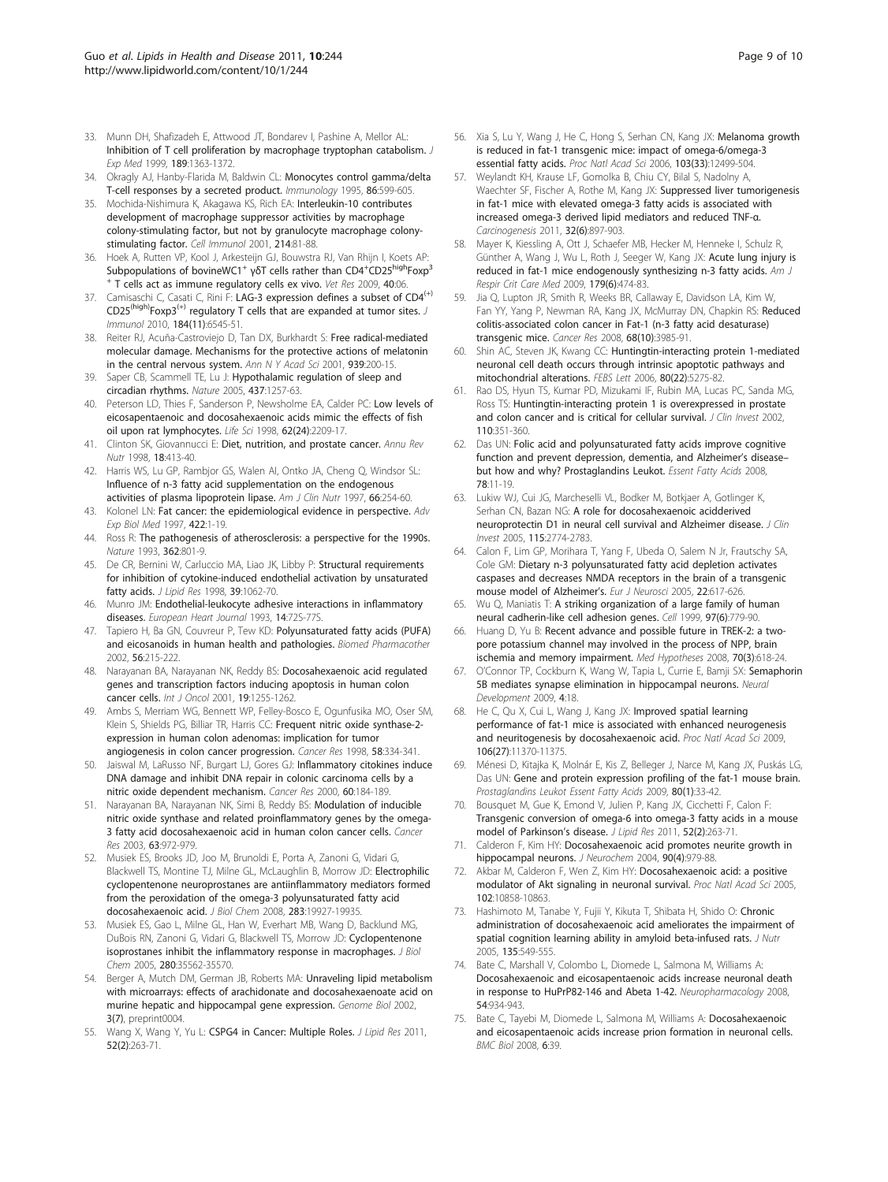33. Munn DH, Shafizadeh E, Attwood JT, Bondarev I, Pashine A, Mellor AL: Inhibition of T cell proliferation by macrophage tryptophan catabolism. *J Exp Med* 1999, **189**:1363-1372.
34. Okragly AJ, Hanby-Flarida M, Baldwin CL: Monocytes control gamma/delta T-cell responses by a secreted product. *Immunology* 1995, **86**:599-605.
35. Mochida-Nishimura K, Akagawa KS, Rich EA: Interleukin-10 contributes development of macrophage suppressor activities by macrophage colony-stimulating factor, but not by granulocyte macrophage colony-stimulating factor. *Cell Immunol* 2001, **214**:81-88.
36. Hoek A, Rutten VP, Kool J, Arkesteijn GJ, Bouwstra RJ, Van Rhijn I, Koets AP: Subpopulations of bovineWC1$^{+}$ γδT cells rather than CD4$^{+}$CD25$^{high}$Foxp3$^{+}$ T cells act as immune regulatory cells ex vivo. *Vet Res* 2009, **40**:06.
37. Camisaschi C, Casati C, Rini F: LAG-3 expression defines a subset of CD4$^{(+)}$ CD25$^{(high)}$Foxp3$^{(+)}$ regulatory T cells that are expanded at tumor sites. *J Immunol* 2010, **184(11)**:6545-51.
38. Reiter RJ, Acuña-Castroviejo D, Tan DX, Burkhardt S: Free radical-mediated molecular damage. Mechanisms for the protective actions of melatonin in the central nervous system. *Ann N Y Acad Sci* 2001, **939**:200-15.
39. Saper CB, Scammell TE, Lu J: Hypothalamic regulation of sleep and circadian rhythms. *Nature* 2005, **437**:1257-63.
40. Peterson LD, Thies F, Sanderson P, Newsholme EA, Calder PC: Low levels of eicosapentaenoic and docosahexaenoic acids mimic the effects of fish oil upon rat lymphocytes. *Life Sci* 1998, **62(24)**:2209-17.
41. Clinton SK, Giovannucci E: Diet, nutrition, and prostate cancer. *Annu Rev Nutr* 1998, **18**:413-40.
42. Harris WS, Lu GP, Rambjor GS, Walen AI, Ontko JA, Cheng Q, Windsor SL: Influence of n-3 fatty acid supplementation on the endogenous activities of plasma lipoprotein lipase. *Am J Clin Nutr* 1997, **66**:254-60.
43. Kolonel LN: Fat cancer: the epidemiological evidence in perspective. *Adv Exp Biol Med* 1997, **422**:1-19.
44. Ross R: The pathogenesis of atherosclerosis: a perspective for the 1990s. *Nature* 1993, **362**:801-9.
45. De CR, Bernini W, Carluccio MA, Liao JK, Libby P: Structural requirements for inhibition of cytokine-induced endothelial activation by unsaturated fatty acids. *J Lipid Res* 1998, **39**:1062-70.
46. Munro JM: Endothelial-leukocyte adhesive interactions in inflammatory diseases. *European Heart Journal* 1993, **14**:72S-77S.
47. Tapiero H, Ba GN, Couvreur P, Tew KD: Polyunsaturated fatty acids (PUFA) and eicosanoids in human health and pathologies. *Biomed Pharmacother* 2002, **56**:215-222.
48. Narayanan BA, Narayanan NK, Reddy BS: Docosahexaenoic acid regulated genes and transcription factors inducing apoptosis in human colon cancer cells. *Int J Oncol* 2001, **19**:1255-1262.
49. Ambs S, Merriam WG, Bennett WP, Felley-Bosco E, Ogunfusika MO, Oser SM, Klein S, Shields PG, Billiar TR, Harris CC: Frequent nitric oxide synthase-2-expression in human colon adenomas: implication for tumor angiogenesis in colon cancer progression. *Cancer Res* 1998, **58**:334-341.
50. Jaiswal M, LaRusso NF, Burgart LJ, Gores GJ: Inflammatory citokines induce DNA damage and inhibit DNA repair in colonic carcinoma cells by a nitric oxide dependent mechanism. *Cancer Res* 2000, **60**:184-189.
51. Narayanan BA, Narayanan NK, Simi B, Reddy BS: Modulation of inducible nitric oxide synthase and related proinflammatory genes by the omega-3 fatty acid docosahexaenoic acid in human colon cancer cells. *Cancer Res* 2003, **63**:972-979.
52. Musiek ES, Brooks JD, Joo M, Brunoldi E, Porta A, Zanoni G, Vidari G, Blackwell TS, Montine TJ, Milne GL, McLaughlin B, Morrow JD: Electrophilic cyclopentenone neuroprostanes are antiinflammatory mediators formed from the peroxidation of the omega-3 polyunsaturated fatty acid docosahexaenoic acid. *J Biol Chem* 2008, **283**:19927-19935.
53. Musiek ES, Gao L, Milne GL, Han W, Everhart MB, Wang D, Backlund MG, DuBois RN, Zanoni G, Vidari G, Blackwell TS, Morrow JD: Cyclopentenone isoprostanes inhibit the inflammatory response in macrophages. *J Biol Chem* 2005, **280**:35562-35570.
54. Berger A, Mutch DM, German JB, Roberts MA: Unraveling lipid metabolism with microarrays: effects of arachidonate and docosahexaenoate acid on murine hepatic and hippocampal gene expression. *Genome Biol* 2002, **3(7)**, preprint0004.
55. Wang X, Wang Y, Yu L: CSPG4 in Cancer: Multiple Roles. *J Lipid Res* 2011, **52(2)**:263-71.
56. Xia S, Lu Y, Wang J, He C, Hong S, Serhan CN, Kang JX: Melanoma growth is reduced in fat-1 transgenic mice: impact of omega-6/omega-3 essential fatty acids. *Proc Natl Acad Sci* 2006, **103(33)**:12499-504.
57. Weylandt KH, Krause LF, Gomolka B, Chiu CY, Bilal S, Nadolny A, Waechter SF, Fischer A, Rothe M, Kang JX: Suppressed liver tumorigenesis in fat-1 mice with elevated omega-3 fatty acids is associated with increased omega-3 derived lipid mediators and reduced TNF-α. *Carcinogenesis* 2011, **32(6)**:897-903.
58. Mayer K, Kiessling A, Ott J, Schaefer MB, Hecker M, Henneke I, Schulz R, Günther A, Wang J, Wu L, Roth J, Seeger W, Kang JX: Acute lung injury is reduced in fat-1 mice endogenously synthesizing n-3 fatty acids. *Am J Respir Crit Care Med* 2009, **179(6)**:474-83.
59. Jia Q, Lupton JR, Smith R, Weeks BR, Callaway E, Davidson LA, Kim W, Fan YY, Yang P, Newman RA, Kang JX, McMurray DN, Chapkin RS: Reduced colitis-associated colon cancer in Fat-1 (n-3 fatty acid desaturase) transgenic mice. *Cancer Res* 2008, **68(10)**:3985-91.
60. Shin AC, Steven JK, Kwang CC: Huntingtin-interacting protein 1-mediated neuronal cell death occurs through intrinsic apoptotic pathways and mitochondrial alterations. *FEBS Lett* 2006, **80(22)**:5275-82.
61. Rao DS, Hyun TS, Kumar PD, Mizukami IF, Rubin MA, Lucas PC, Sanda MG, Ross TS: Huntingtin-interacting protein 1 is overexpressed in prostate and colon cancer and is critical for cellular survival. *J Clin Invest* 2002, **110**:351-360.
62. Das UN: Folic acid and polyunsaturated fatty acids improve cognitive function and prevent depression, dementia, and Alzheimer's disease–but how and why? Prostaglandins Leukot. *Essent Fatty Acids* 2008, **78**:11-19.
63. Lukiw WJ, Cui JG, Marcheselli VL, Bodker M, Botkjaer A, Gotlinger K, Serhan CN, Bazan NG: A role for docosahexaenoic acidderived neuroprotectin D1 in neural cell survival and Alzheimer disease. *J Clin Invest* 2005, **115**:2774-2783.
64. Calon F, Lim GP, Morihara T, Yang F, Ubeda O, Salem N Jr, Frautschy SA, Cole GM: Dietary n-3 polyunsaturated fatty acid depletion activates caspases and decreases NMDA receptors in the brain of a transgenic mouse model of Alzheimer's. *Eur J Neurosci* 2005, **22**:617-626.
65. Wu Q, Maniatis T: A striking organization of a large family of human neural cadherin-like cell adhesion genes. *Cell* 1999, **97(6)**:779-90.
66. Huang D, Yu B: Recent advance and possible future in TREK-2: a two-pore potassium channel may involved in the process of NPP, brain ischemia and memory impairment. *Med Hypotheses* 2008, **70(3)**:618-24.
67. O'Connor TP, Cockburn K, Wang W, Tapia L, Currie E, Bamji SX: Semaphorin 5B mediates synapse elimination in hippocampal neurons. *Neural Development* 2009, **4**:18.
68. He C, Qu X, Cui L, Wang J, Kang JX: Improved spatial learning performance of fat-1 mice is associated with enhanced neurogenesis and neuritogenesis by docosahexaenoic acid. *Proc Natl Acad Sci* 2009, **106(27)**:11370-11375.
69. Ménesi D, Kitajka K, Molnár E, Kis Z, Belleger J, Narce M, Kang JX, Puskás LG, Das UN: Gene and protein expression profiling of the fat-1 mouse brain. *Prostaglandins Leukot Essent Fatty Acids* 2009, **80(1)**:33-42.
70. Bousquet M, Gue K, Emond V, Julien P, Kang JX, Cicchetti F, Calon F: Transgenic conversion of omega-6 into omega-3 fatty acids in a mouse model of Parkinson's disease. *J Lipid Res* 2011, **52(2)**:263-71.
71. Calderon F, Kim HY: Docosahexaenoic acid promotes neurite growth in hippocampal neurons. *J Neurochem* 2004, **90(4)**:979-88.
72. Akbar M, Calderon F, Wen Z, Kim HY: Docosahexaenoic acid: a positive modulator of Akt signaling in neuronal survival. *Proc Natl Acad Sci* 2005, **102**:10858-10863.
73. Hashimoto M, Tanabe Y, Fujii Y, Kikuta T, Shibata H, Shido O: Chronic administration of docosahexaenoic acid ameliorates the impairment of spatial cognition learning ability in amyloid beta-infused rats. *J Nutr* 2005, **135**:549-555.
74. Bate C, Marshall V, Colombo L, Diomede L, Salmona M, Williams A: Docosahexaenoic and eicosapentaenoic acids increase neuronal death in response to HuPrP82-146 and Abeta 1-42. *Neuropharmacology* 2008, **54**:934-943.
75. Bate C, Tayebi M, Diomede L, Salmona M, Williams A: Docosahexaenoic and eicosapentaenoic acids increase prion formation in neuronal cells. *BMC Biol* 2008, **6**:39.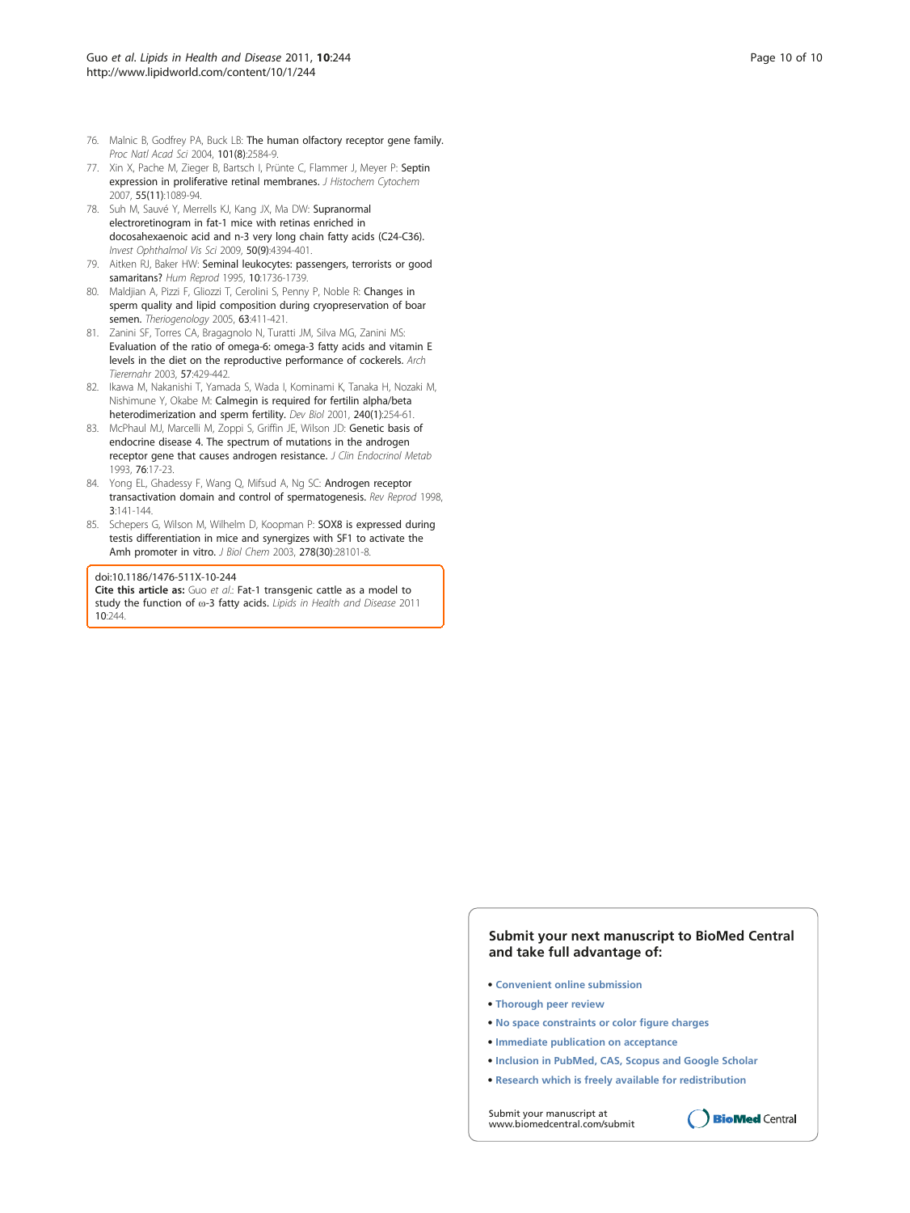76. Malnic B, Godfrey PA, Buck LB: **The human olfactory receptor gene family.** *Proc Natl Acad Sci* 2004, **101(8)**:2584-9.
77. Xin X, Pache M, Zieger B, Bartsch I, Prünte C, Flammer J, Meyer P: **Septin expression in proliferative retinal membranes.** *J Histochem Cytochem* 2007, **55(11)**:1089-94.
78. Suh M, Sauvé Y, Merrells KJ, Kang JX, Ma DW: **Supranormal electroretinogram in fat-1 mice with retinas enriched in docosahexaenoic acid and n-3 very long chain fatty acids (C24-C36).** *Invest Ophthalmol Vis Sci* 2009, **50(9)**:4394-401.
79. Aitken RJ, Baker HW: **Seminal leukocytes: passengers, terrorists or good samaritans?** *Hum Reprod* 1995, **10**:1736-1739.
80. Maldjian A, Pizzi F, Gliozzi T, Cerolini S, Penny P, Noble R: **Changes in sperm quality and lipid composition during cryopreservation of boar semen.** *Theriogenology* 2005, **63**:411-421.
81. Zanini SF, Torres CA, Bragagnolo N, Turatti JM, Silva MG, Zanini MS: **Evaluation of the ratio of omega-6: omega-3 fatty acids and vitamin E levels in the diet on the reproductive performance of cockerels.** *Arch Tierernahr* 2003, **57**:429-442.
82. Ikawa M, Nakanishi T, Yamada S, Wada I, Kominami K, Tanaka H, Nozaki M, Nishimune Y, Okabe M: **Calmegin is required for fertilin alpha/beta heterodimerization and sperm fertility.** *Dev Biol* 2001, **240(1)**:254-61.
83. McPhaul MJ, Marcelli M, Zoppi S, Griffin JE, Wilson JD: **Genetic basis of endocrine disease 4. The spectrum of mutations in the androgen receptor gene that causes androgen resistance.** *J Clin Endocrinol Metab* 1993, **76**:17-23.
84. Yong EL, Ghadessy F, Wang Q, Mifsud A, Ng SC: **Androgen receptor transactivation domain and control of spermatogenesis.** *Rev Reprod* 1998, **3**:141-144.
85. Schepers G, Wilson M, Wilhelm D, Koopman P: **SOX8 is expressed during testis differentiation in mice and synergizes with SF1 to activate the Amh promoter in vitro.** *J Biol Chem* 2003, **278(30)**:28101-8.

doi:10.1186/1476-511X-10-244

**Cite this article as:** Guo *et al.*: Fat-1 transgenic cattle as a model to study the function of ω-3 fatty acids. *Lipids in Health and Disease* 2011 **10**:244.

**Submit your next manuscript to BioMed Central and take full advantage of:**

- Convenient online submission
- Thorough peer review
- No space constraints or color figure charges
- Immediate publication on acceptance
- Inclusion in PubMed, CAS, Scopus and Google Scholar
- Research which is freely available for redistribution

Submit your manuscript at www.biomedcentral.com/submit

BioMed Central